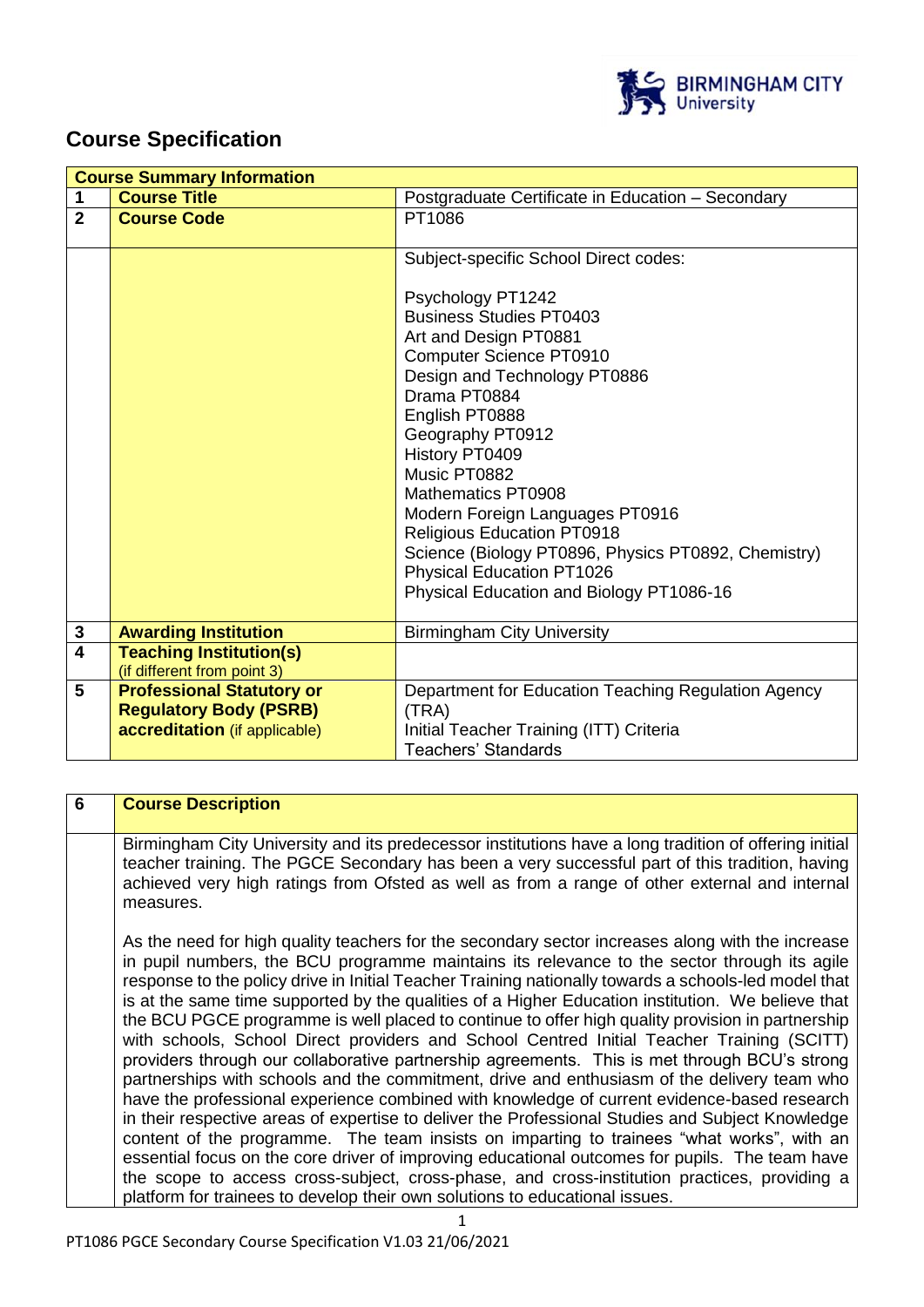# Course Specification

| Course Summary Information | | |
|---|---|---|
| **1** | **Course Title** | Postgraduate Certificate in Education – Secondary |
| **2** | **Course Code** | PT1086 |
| | | Subject-specific School Direct codes:<br><br>Psychology PT1242<br>Business Studies PT0403<br>Art and Design PT0881<br>Computer Science PT0910<br>Design and Technology PT0886<br>Drama PT0884<br>English PT0888<br>Geography PT0912<br>History PT0409<br>Music PT0882<br>Mathematics PT0908<br>Modern Foreign Languages PT0916<br>Religious Education PT0918<br>Science (Biology PT0896, Physics PT0892, Chemistry)<br>Physical Education PT1026<br>Physical Education and Biology PT1086-16 |
| **3** | **Awarding Institution** | Birmingham City University |
| **4** | **Teaching Institution(s)** (if different from point 3) | |
| **5** | **Professional Statutory or Regulatory Body (PSRB) accreditation** (if applicable) | Department for Education Teaching Regulation Agency (TRA)<br>Initial Teacher Training (ITT) Criteria<br>Teachers' Standards |

| 6 | **Course Description** |
|---|---|
| | Birmingham City University and its predecessor institutions have a long tradition of offering initial teacher training. The PGCE Secondary has been a very successful part of this tradition, having achieved very high ratings from Ofsted as well as from a range of other external and internal measures.<br><br>As the need for high quality teachers for the secondary sector increases along with the increase in pupil numbers, the BCU programme maintains its relevance to the sector through its agile response to the policy drive in Initial Teacher Training nationally towards a schools-led model that is at the same time supported by the qualities of a Higher Education institution. We believe that the BCU PGCE programme is well placed to continue to offer high quality provision in partnership with schools, School Direct providers and School Centred Initial Teacher Training (SCITT) providers through our collaborative partnership agreements. This is met through BCU's strong partnerships with schools and the commitment, drive and enthusiasm of the delivery team who have the professional experience combined with knowledge of current evidence-based research in their respective areas of expertise to deliver the Professional Studies and Subject Knowledge content of the programme. The team insists on imparting to trainees "what works", with an essential focus on the core driver of improving educational outcomes for pupils. The team have the scope to access cross-subject, cross-phase, and cross-institution practices, providing a platform for trainees to develop their own solutions to educational issues. |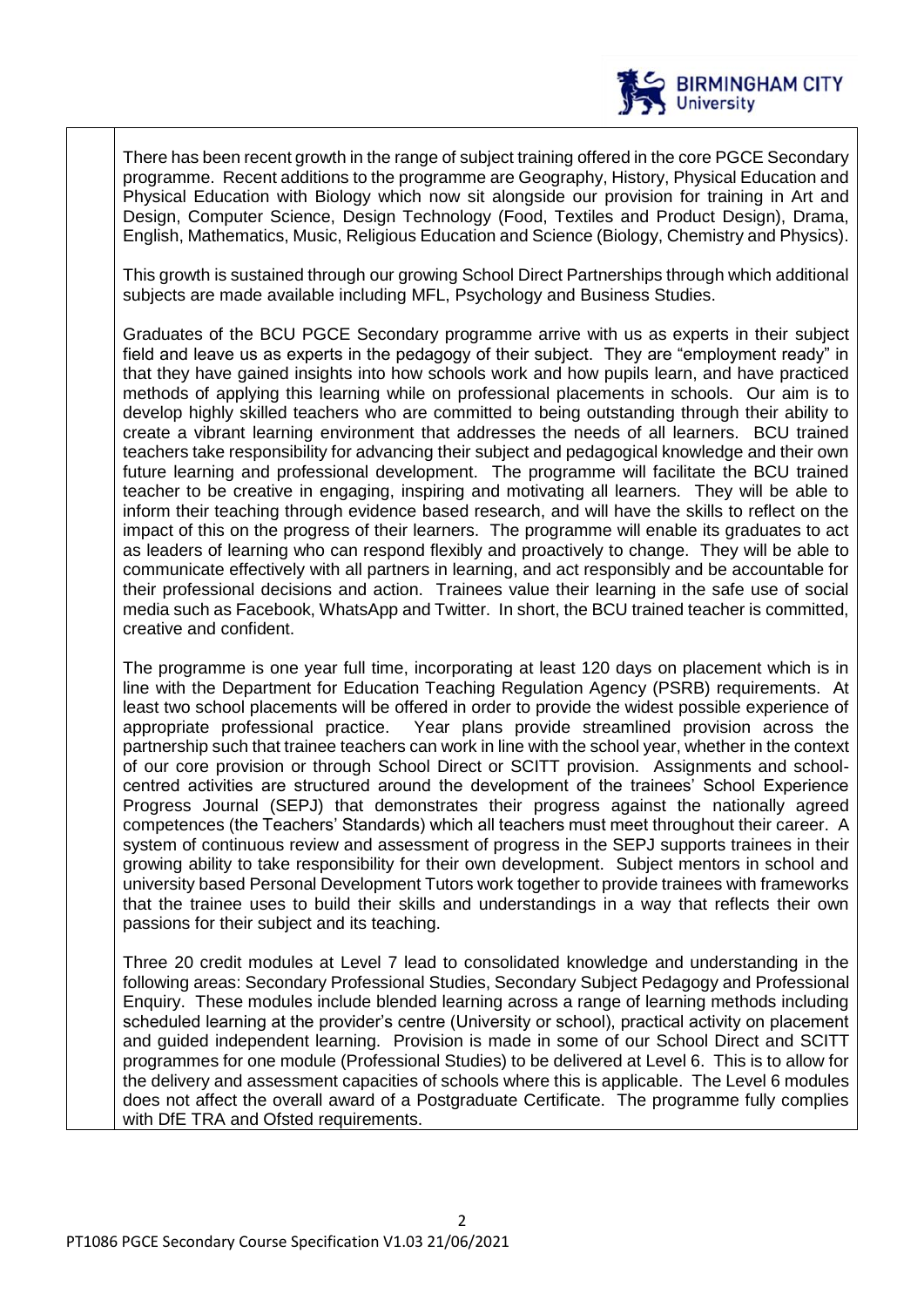There has been recent growth in the range of subject training offered in the core PGCE Secondary programme. Recent additions to the programme are Geography, History, Physical Education and Physical Education with Biology which now sit alongside our provision for training in Art and Design, Computer Science, Design Technology (Food, Textiles and Product Design), Drama, English, Mathematics, Music, Religious Education and Science (Biology, Chemistry and Physics).

This growth is sustained through our growing School Direct Partnerships through which additional subjects are made available including MFL, Psychology and Business Studies.

Graduates of the BCU PGCE Secondary programme arrive with us as experts in their subject field and leave us as experts in the pedagogy of their subject. They are "employment ready" in that they have gained insights into how schools work and how pupils learn, and have practiced methods of applying this learning while on professional placements in schools. Our aim is to develop highly skilled teachers who are committed to being outstanding through their ability to create a vibrant learning environment that addresses the needs of all learners. BCU trained teachers take responsibility for advancing their subject and pedagogical knowledge and their own future learning and professional development. The programme will facilitate the BCU trained teacher to be creative in engaging, inspiring and motivating all learners. They will be able to inform their teaching through evidence based research, and will have the skills to reflect on the impact of this on the progress of their learners. The programme will enable its graduates to act as leaders of learning who can respond flexibly and proactively to change. They will be able to communicate effectively with all partners in learning, and act responsibly and be accountable for their professional decisions and action. Trainees value their learning in the safe use of social media such as Facebook, WhatsApp and Twitter. In short, the BCU trained teacher is committed, creative and confident.

The programme is one year full time, incorporating at least 120 days on placement which is in line with the Department for Education Teaching Regulation Agency (PSRB) requirements. At least two school placements will be offered in order to provide the widest possible experience of appropriate professional practice. Year plans provide streamlined provision across the partnership such that trainee teachers can work in line with the school year, whether in the context of our core provision or through School Direct or SCITT provision. Assignments and school-centred activities are structured around the development of the trainees' School Experience Progress Journal (SEPJ) that demonstrates their progress against the nationally agreed competences (the Teachers' Standards) which all teachers must meet throughout their career. A system of continuous review and assessment of progress in the SEPJ supports trainees in their growing ability to take responsibility for their own development. Subject mentors in school and university based Personal Development Tutors work together to provide trainees with frameworks that the trainee uses to build their skills and understandings in a way that reflects their own passions for their subject and its teaching.

Three 20 credit modules at Level 7 lead to consolidated knowledge and understanding in the following areas: Secondary Professional Studies, Secondary Subject Pedagogy and Professional Enquiry. These modules include blended learning across a range of learning methods including scheduled learning at the provider's centre (University or school), practical activity on placement and guided independent learning. Provision is made in some of our School Direct and SCITT programmes for one module (Professional Studies) to be delivered at Level 6. This is to allow for the delivery and assessment capacities of schools where this is applicable. The Level 6 modules does not affect the overall award of a Postgraduate Certificate. The programme fully complies with DfE TRA and Ofsted requirements.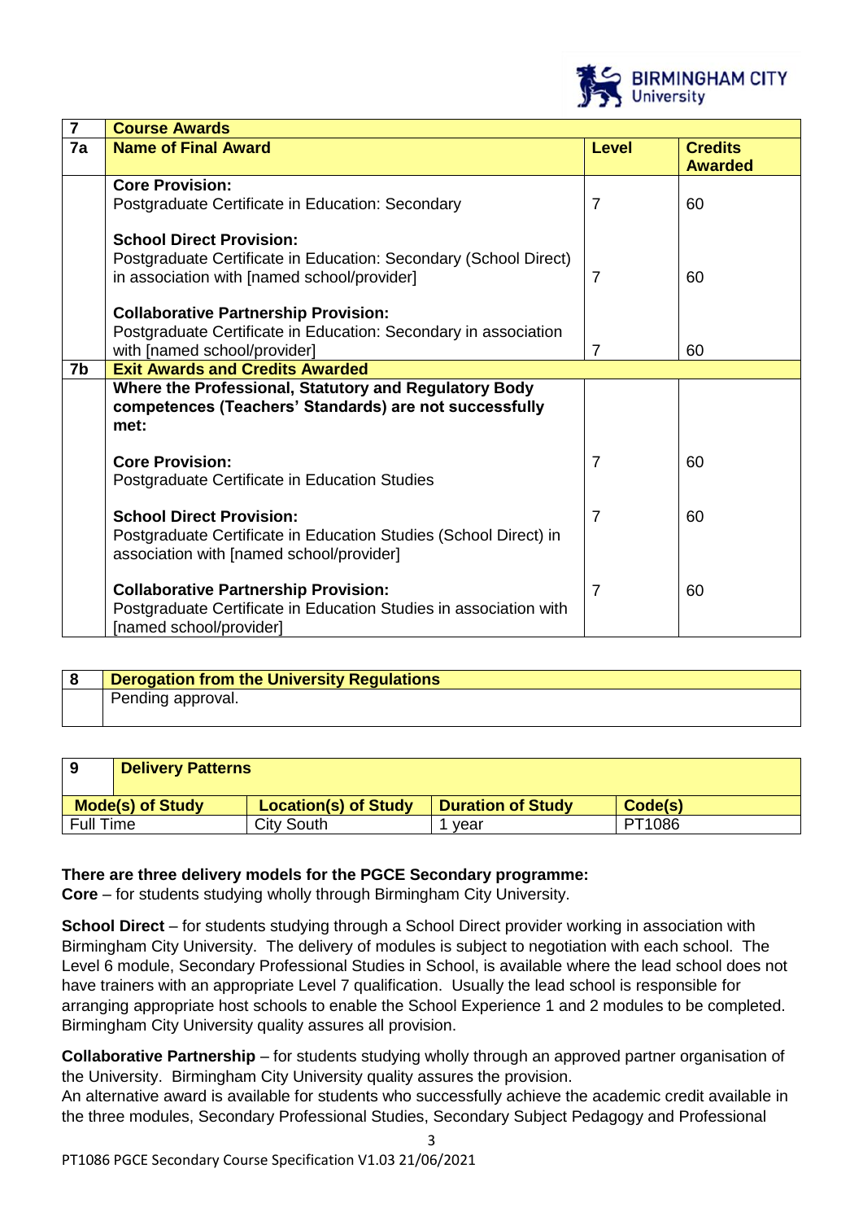| 7 | Course Awards | | |
|---|---|---|---|
| **7a** | **Name of Final Award** | **Level** | **Credits Awarded** |
| | **Core Provision:** Postgraduate Certificate in Education: Secondary | 7 | 60 |
| | **School Direct Provision:** Postgraduate Certificate in Education: Secondary (School Direct) in association with [named school/provider] | 7 | 60 |
| | **Collaborative Partnership Provision:** Postgraduate Certificate in Education: Secondary in association with [named school/provider] | 7 | 60 |
| **7b** | **Exit Awards and Credits Awarded** | | |
| | **Where the Professional, Statutory and Regulatory Body competences (Teachers' Standards) are not successfully met:** | | |
| | **Core Provision:** Postgraduate Certificate in Education Studies | 7 | 60 |
| | **School Direct Provision:** Postgraduate Certificate in Education Studies (School Direct) in association with [named school/provider] | 7 | 60 |
| | **Collaborative Partnership Provision:** Postgraduate Certificate in Education Studies in association with [named school/provider] | 7 | 60 |

| 8 | Derogation from the University Regulations |
|---|---|
| | Pending approval. |

| 9 Delivery Patterns | | | |
|---|---|---|---|
| **Mode(s) of Study** | **Location(s) of Study** | **Duration of Study** | **Code(s)** |
| Full Time | City South | 1 year | PT1086 |

**There are three delivery models for the PGCE Secondary programme:**

**Core** – for students studying wholly through Birmingham City University.

**School Direct** – for students studying through a School Direct provider working in association with Birmingham City University. The delivery of modules is subject to negotiation with each school. The Level 6 module, Secondary Professional Studies in School, is available where the lead school does not have trainers with an appropriate Level 7 qualification. Usually the lead school is responsible for arranging appropriate host schools to enable the School Experience 1 and 2 modules to be completed. Birmingham City University quality assures all provision.

**Collaborative Partnership** – for students studying wholly through an approved partner organisation of the University. Birmingham City University quality assures the provision.

An alternative award is available for students who successfully achieve the academic credit available in the three modules, Secondary Professional Studies, Secondary Subject Pedagogy and Professional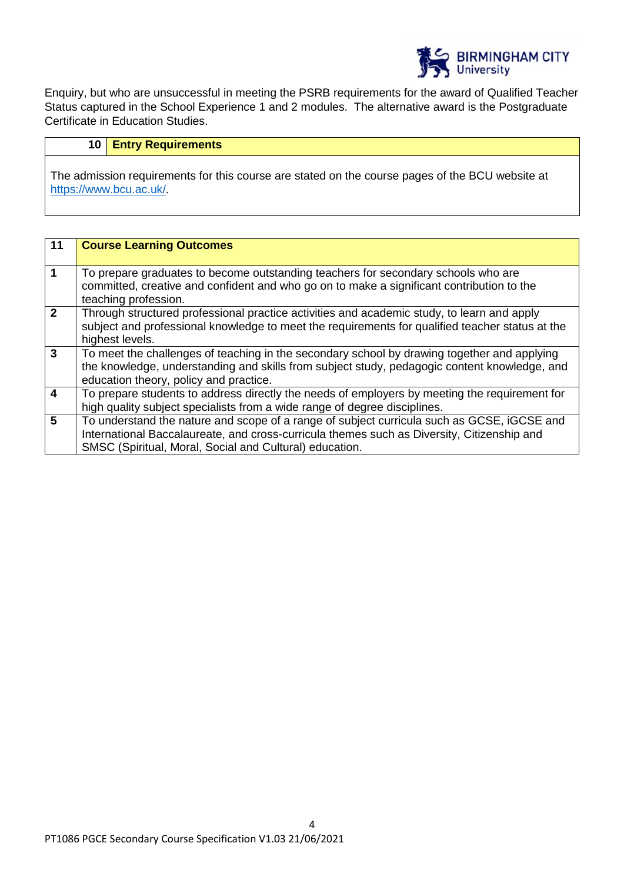Enquiry, but who are unsuccessful in meeting the PSRB requirements for the award of Qualified Teacher Status captured in the School Experience 1 and 2 modules. The alternative award is the Postgraduate Certificate in Education Studies.

| 10 | **Entry Requirements** |
| --- | --- |

The admission requirements for this course are stated on the course pages of the BCU website at https://www.bcu.ac.uk/.

| 11 | **Course Learning Outcomes** |
| --- | --- |
| **1** | To prepare graduates to become outstanding teachers for secondary schools who are committed, creative and confident and who go on to make a significant contribution to the teaching profession. |
| **2** | Through structured professional practice activities and academic study, to learn and apply subject and professional knowledge to meet the requirements for qualified teacher status at the highest levels. |
| **3** | To meet the challenges of teaching in the secondary school by drawing together and applying the knowledge, understanding and skills from subject study, pedagogic content knowledge, and education theory, policy and practice. |
| **4** | To prepare students to address directly the needs of employers by meeting the requirement for high quality subject specialists from a wide range of degree disciplines. |
| **5** | To understand the nature and scope of a range of subject curricula such as GCSE, iGCSE and International Baccalaureate, and cross-curricula themes such as Diversity, Citizenship and SMSC (Spiritual, Moral, Social and Cultural) education. |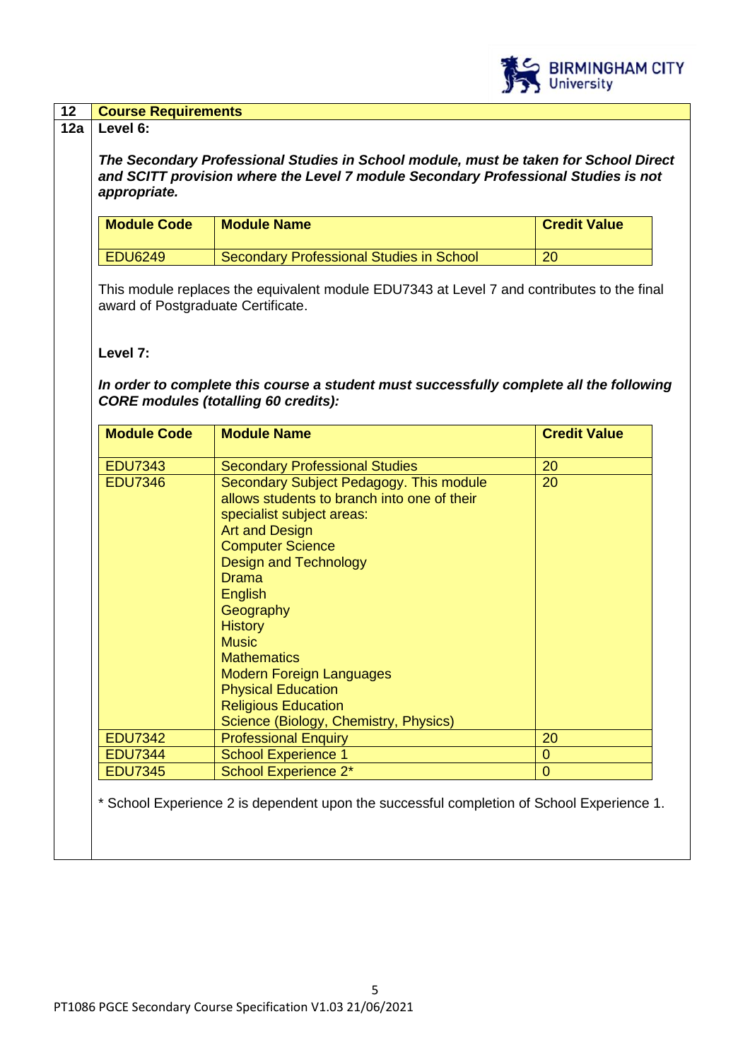## 12 Course Requirements

### 12a Level 6:

***The Secondary Professional Studies in School module, must be taken for School Direct and SCITT provision where the Level 7 module Secondary Professional Studies is not appropriate.***

| Module Code | Module Name | Credit Value |
|---|---|---|
| EDU6249 | Secondary Professional Studies in School | 20 |

This module replaces the equivalent module EDU7343 at Level 7 and contributes to the final award of Postgraduate Certificate.

**Level 7:**

***In order to complete this course a student must successfully complete all the following CORE modules (totalling 60 credits):***

| Module Code | Module Name | Credit Value |
|---|---|---|
| EDU7343 | Secondary Professional Studies | 20 |
| EDU7346 | Secondary Subject Pedagogy. This module allows students to branch into one of their specialist subject areas:<br>Art and Design<br>Computer Science<br>Design and Technology<br>Drama<br>English<br>Geography<br>History<br>Music<br>Mathematics<br>Modern Foreign Languages<br>Physical Education<br>Religious Education<br>Science (Biology, Chemistry, Physics) | 20 |
| EDU7342 | Professional Enquiry | 20 |
| EDU7344 | School Experience 1 | 0 |
| EDU7345 | School Experience 2* | 0 |

\* School Experience 2 is dependent upon the successful completion of School Experience 1.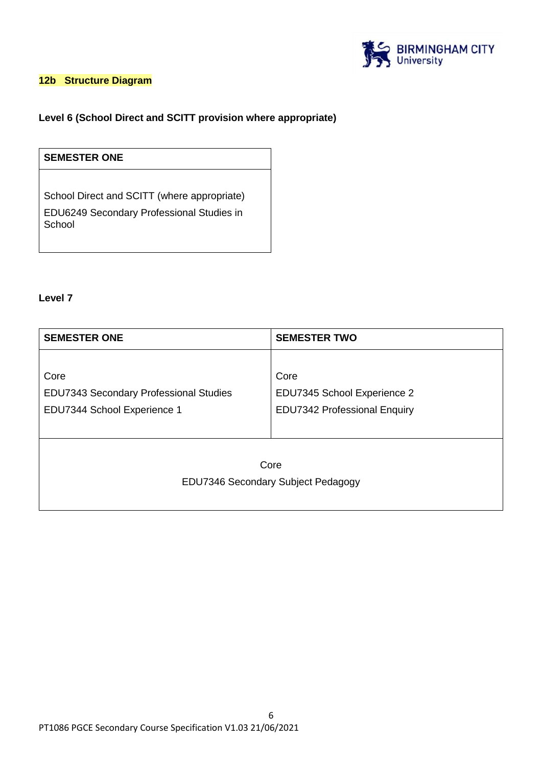## 12b Structure Diagram

**Level 6 (School Direct and SCITT provision where appropriate)**

| SEMESTER ONE |
|---|
| School Direct and SCITT (where appropriate)<br>EDU6249 Secondary Professional Studies in School |

**Level 7**

| SEMESTER ONE | SEMESTER TWO |
|---|---|
| Core<br>EDU7343 Secondary Professional Studies<br>EDU7344 School Experience 1 | Core<br>EDU7345 School Experience 2<br>EDU7342 Professional Enquiry |
| Core<br>EDU7346 Secondary Subject Pedagogy | |

PT1086 PGCE Secondary Course Specification V1.03 21/06/2021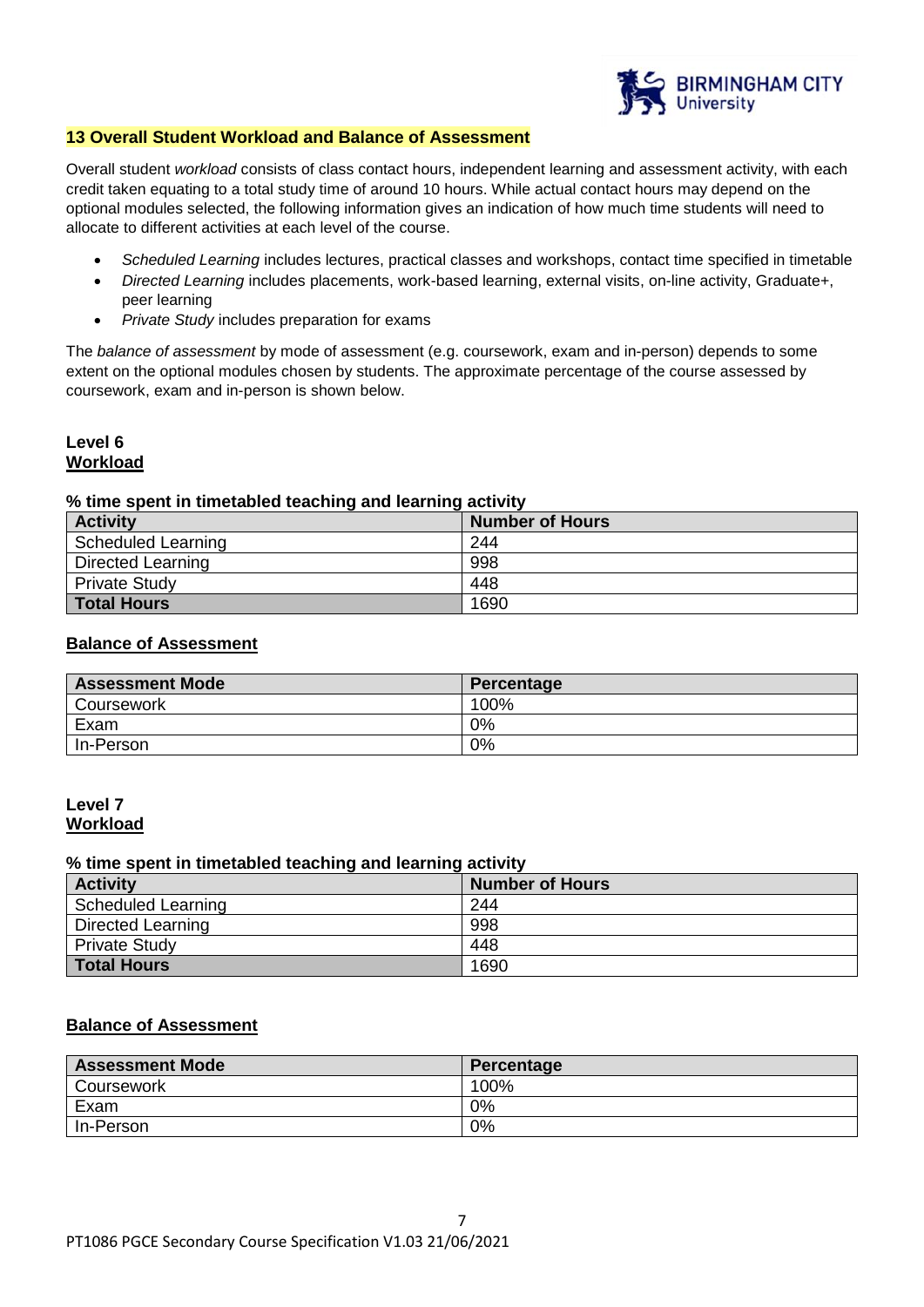## 13 Overall Student Workload and Balance of Assessment

Overall student *workload* consists of class contact hours, independent learning and assessment activity, with each credit taken equating to a total study time of around 10 hours. While actual contact hours may depend on the optional modules selected, the following information gives an indication of how much time students will need to allocate to different activities at each level of the course.

- *Scheduled Learning* includes lectures, practical classes and workshops, contact time specified in timetable
- *Directed Learning* includes placements, work-based learning, external visits, on-line activity, Graduate+, peer learning
- *Private Study* includes preparation for exams

The *balance of assessment* by mode of assessment (e.g. coursework, exam and in-person) depends to some extent on the optional modules chosen by students. The approximate percentage of the course assessed by coursework, exam and in-person is shown below.

### Level 6

**Workload**

**% time spent in timetabled teaching and learning activity**

| Activity | Number of Hours |
|---|---|
| Scheduled Learning | 244 |
| Directed Learning | 998 |
| Private Study | 448 |
| **Total Hours** | 1690 |

**Balance of Assessment**

| Assessment Mode | Percentage |
|---|---|
| Coursework | 100% |
| Exam | 0% |
| In-Person | 0% |

### Level 7

**Workload**

**% time spent in timetabled teaching and learning activity**

| Activity | Number of Hours |
|---|---|
| Scheduled Learning | 244 |
| Directed Learning | 998 |
| Private Study | 448 |
| **Total Hours** | 1690 |

**Balance of Assessment**

| Assessment Mode | Percentage |
|---|---|
| Coursework | 100% |
| Exam | 0% |
| In-Person | 0% |